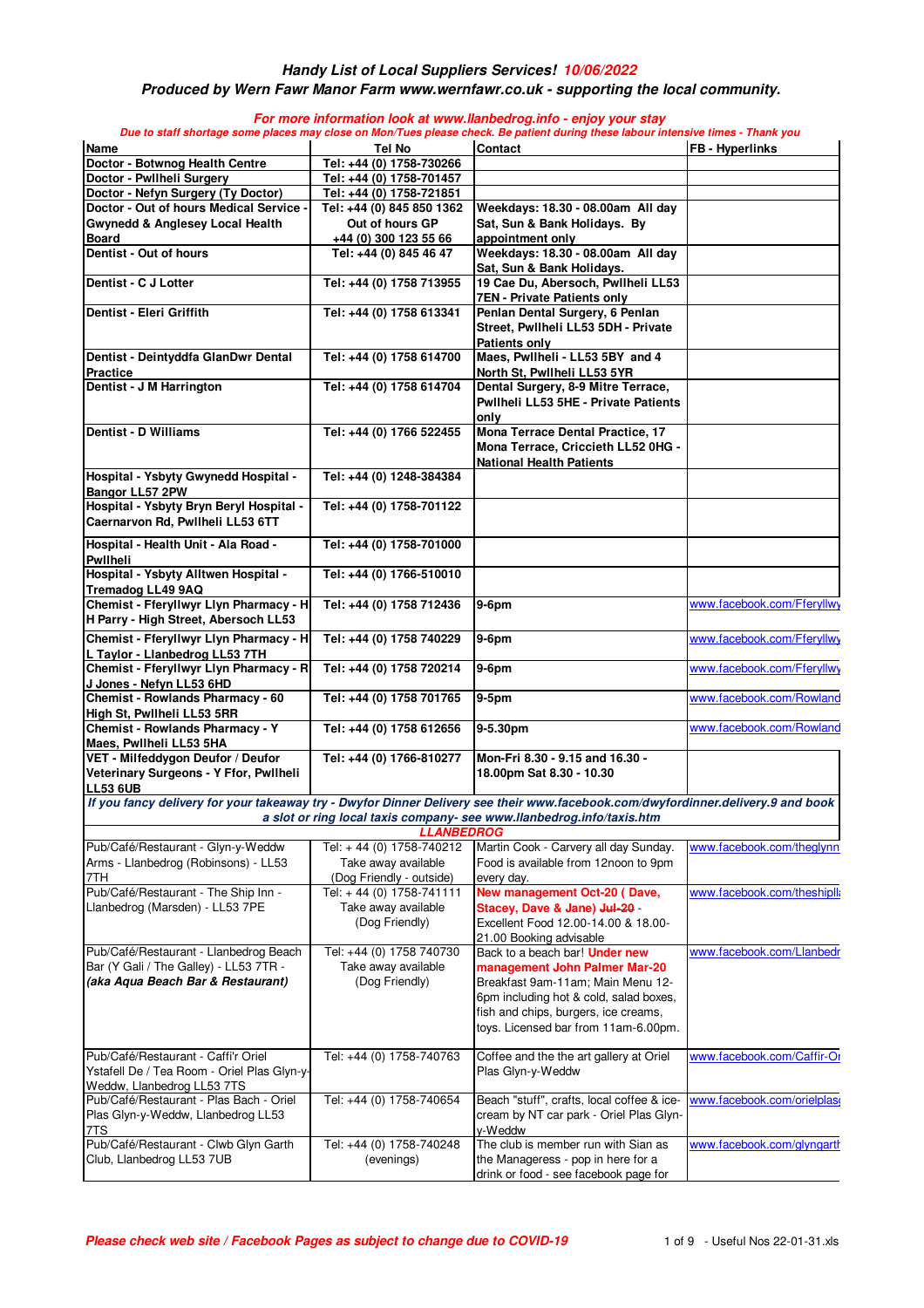***Handy List of Local Suppliers Services! 10/06/2022***

***Produced by Wern Fawr Manor Farm www.wernfawr.co.uk - supporting the local community.***

***For more information look at www.llanbedrog.info - enjoy your stay***

***Due to staff shortage some places may close on Mon/Tues please check. Be patient during these labour intensive times - Thank you***

| Name | Tel No | Contact | FB - Hyperlinks |
|---|---|---|---|
| **Doctor - Botwnog Health Centre** | **Tel: +44 (0) 1758-730266** | | |
| **Doctor - Pwllheli Surgery** | **Tel: +44 (0) 1758-701457** | | |
| **Doctor - Nefyn Surgery (Ty Doctor)** | **Tel: +44 (0) 1758-721851** | | |
| **Doctor - Out of hours Medical Service - Gwynedd & Anglesey Local Health Board** | **Tel: +44 (0) 845 850 1362 Out of hours GP +44 (0) 300 123 55 66** | **Weekdays: 18.30 - 08.00am All day Sat, Sun & Bank Holidays. By appointment only** | |
| **Dentist - Out of hours** | **Tel: +44 (0) 845 46 47** | **Weekdays: 18.30 - 08.00am All day Sat, Sun & Bank Holidays.** | |
| **Dentist - C J Lotter** | **Tel: +44 (0) 1758 713955** | **19 Cae Du, Abersoch, Pwllheli LL53 7EN - Private Patients only** | |
| **Dentist - Eleri Griffith** | **Tel: +44 (0) 1758 613341** | **Penlan Dental Surgery, 6 Penlan Street, Pwllheli LL53 5DH - Private Patients only** | |
| **Dentist - Deintyddfa GlanDwr Dental Practice** | **Tel: +44 (0) 1758 614700** | **Maes, Pwllheli - LL53 5BY and 4 North St, Pwllheli LL53 5YR** | |
| **Dentist - J M Harrington** | **Tel: +44 (0) 1758 614704** | **Dental Surgery, 8-9 Mitre Terrace, Pwllheli LL53 5HE - Private Patients only** | |
| **Dentist - D Williams** | **Tel: +44 (0) 1766 522455** | **Mona Terrace Dental Practice, 17 Mona Terrace, Criccieth LL52 0HG - National Health Patients** | |
| **Hospital - Ysbyty Gwynedd Hospital - Bangor LL57 2PW** | **Tel: +44 (0) 1248-384384** | | |
| **Hospital - Ysbyty Bryn Beryl Hospital - Caernarvon Rd, Pwllheli LL53 6TT** | **Tel: +44 (0) 1758-701122** | | |
| **Hospital - Health Unit - Ala Road - Pwllheli** | **Tel: +44 (0) 1758-701000** | | |
| **Hospital - Ysbyty Alltwen Hospital - Tremadog LL49 9AQ** | **Tel: +44 (0) 1766-510010** | | |
| **Chemist - Fferyllwyr Llyn Pharmacy - H H Parry - High Street, Abersoch LL53** | **Tel: +44 (0) 1758 712436** | **9-6pm** | www.facebook.com/Fferyllwy |
| **Chemist - Fferyllwyr Llyn Pharmacy - H L Taylor - Llanbedrog LL53 7TH** | **Tel: +44 (0) 1758 740229** | **9-6pm** | www.facebook.com/Fferyllwy |
| **Chemist - Fferyllwyr Llyn Pharmacy - R J Jones - Nefyn LL53 6HD** | **Tel: +44 (0) 1758 720214** | **9-6pm** | www.facebook.com/Fferyllwy |
| **Chemist - Rowlands Pharmacy - 60 High St, Pwllheli LL53 5RR** | **Tel: +44 (0) 1758 701765** | **9-5pm** | www.facebook.com/Rowland |
| **Chemist - Rowlands Pharmacy - Y Maes, Pwllheli LL53 5HA** | **Tel: +44 (0) 1758 612656** | **9-5.30pm** | www.facebook.com/Rowland |
| **VET - Milfeddygon Deufor / Deufor Veterinary Surgeons - Y Ffor, Pwllheli LL53 6UB** | **Tel: +44 (0) 1766-810277** | **Mon-Fri 8.30 - 9.15 and 16.30 - 18.00pm Sat 8.30 - 10.30** | |
| ***If you fancy delivery for your takeaway try - Dwyfor Dinner Delivery see their www.facebook.com/dwyfordinner.delivery.9 and book a slot or ring local taxis company- see www.llanbedrog.info/taxis.htm*** | | | |
| ***LLANBEDROG*** | | | |
| Pub/Café/Restaurant - Glyn-y-Weddw Arms - Llanbedrog (Robinsons) - LL53 7TH | Tel: + 44 (0) 1758-740212 Take away available (Dog Friendly - outside) | Martin Cook - Carvery all day Sunday. Food is available from 12noon to 9pm every day. | www.facebook.com/theglynn |
| Pub/Café/Restaurant - The Ship Inn - Llanbedrog (Marsden) - LL53 7PE | Tel: + 44 (0) 1758-741111 Take away available (Dog Friendly) | **New management Oct-20 ( Dave, Stacey, Dave & Jane) ~~Jul-20~~** - Excellent Food 12.00-14.00 & 18.00-21.00 Booking advisable | www.facebook.com/theshipll |
| Pub/Café/Restaurant - Llanbedrog Beach Bar (Y Gali / The Galley) - LL53 7TR - ***(aka Aqua Beach Bar & Restaurant)*** | Tel: +44 (0) 1758 740730 Take away available (Dog Friendly) | Back to a beach bar! **Under new management John Palmer Mar-20** Breakfast 9am-11am; Main Menu 12-6pm including hot & cold, salad boxes, fish and chips, burgers, ice creams, toys. Licensed bar from 11am-6.00pm. | www.facebook.com/Llanbedr |
| Pub/Café/Restaurant - Caffi'r Oriel Ystafell De / Tea Room - Oriel Plas Glyn-y-Weddw, Llanbedrog LL53 7TS | Tel: +44 (0) 1758-740763 | Coffee and the the art gallery at Oriel Plas Glyn-y-Weddw | www.facebook.com/Caffir-Or |
| Pub/Café/Restaurant - Plas Bach - Oriel Plas Glyn-y-Weddw, Llanbedrog LL53 7TS | Tel: +44 (0) 1758-740654 | Beach "stuff", crafts, local coffee & ice-cream by NT car park - Oriel Plas Glyn-y-Weddw | www.facebook.com/orielplas |
| Pub/Café/Restaurant - Clwb Glyn Garth Club, Llanbedrog LL53 7UB | Tel: +44 (0) 1758-740248 (evenings) | The club is member run with Sian as the Manageress - pop in here for a drink or food - see facebook page for | www.facebook.com/glyngartl |

***Please check web site / Facebook Pages as subject to change due to COVID-19***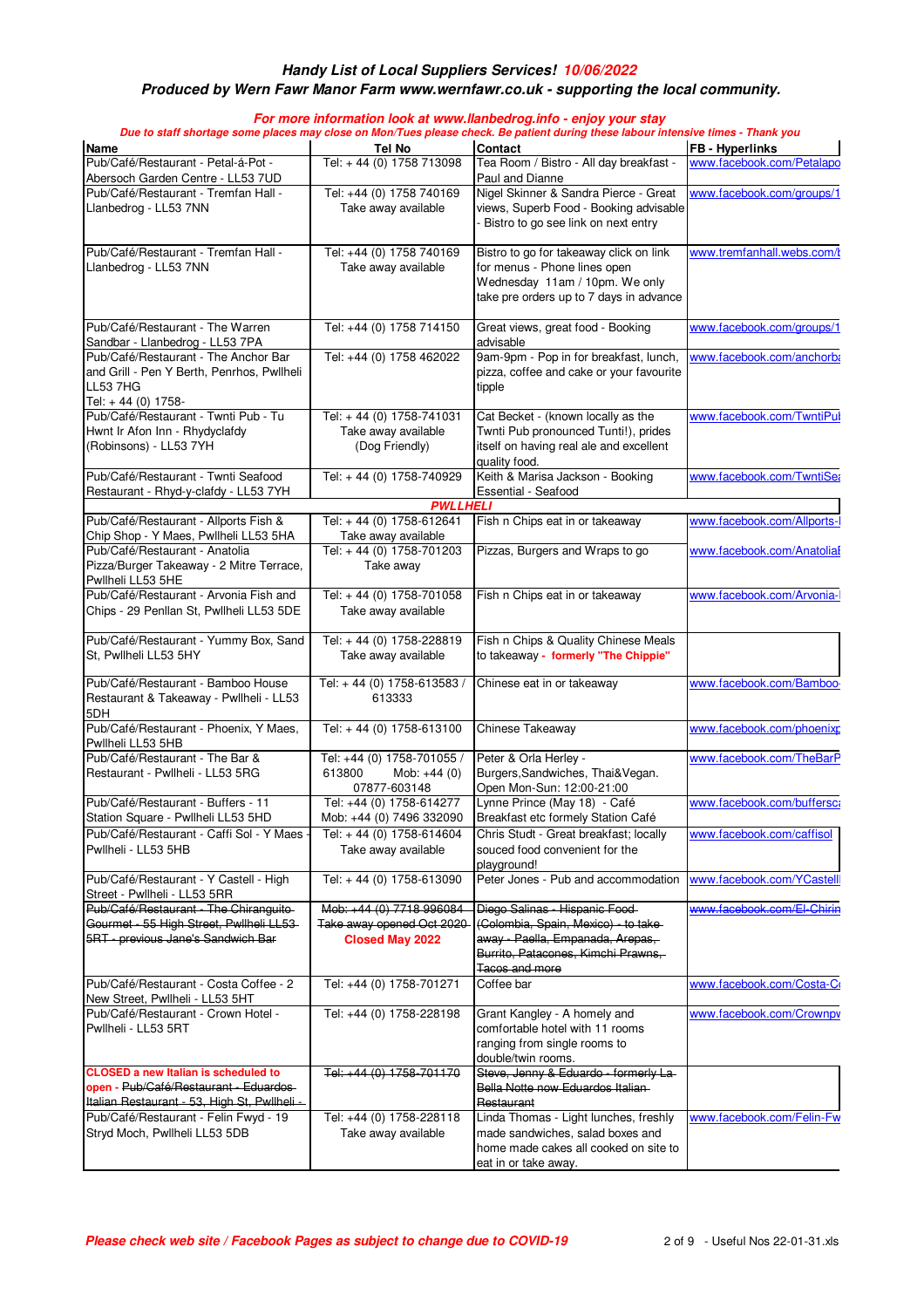***Handy List of Local Suppliers Services! 10/06/2022***

***Produced by Wern Fawr Manor Farm www.wernfawr.co.uk - supporting the local community.***

***For more information look at www.llanbedrog.info - enjoy your stay***

***Due to staff shortage some places may close on Mon/Tues please check. Be patient during these labour intensive times - Thank you***

| Name | Tel No | Contact | FB - Hyperlinks |
|---|---|---|---|
| Pub/Café/Restaurant - Petal-á-Pot - Abersoch Garden Centre - LL53 7UD | Tel: + 44 (0) 1758 713098 | Tea Room / Bistro - All day breakfast - Paul and Dianne | www.facebook.com/Petalapo |
| Pub/Café/Restaurant - Tremfan Hall - Llanbedrog - LL53 7NN | Tel: +44 (0) 1758 740169 Take away available | Nigel Skinner & Sandra Pierce - Great views, Superb Food - Booking advisable - Bistro to go see link on next entry | www.facebook.com/groups/1 |
| Pub/Café/Restaurant - Tremfan Hall - Llanbedrog - LL53 7NN | Tel: +44 (0) 1758 740169 Take away available | Bistro to go for takeaway click on link for menus - Phone lines open Wednesday 11am / 10pm. We only take pre orders up to 7 days in advance | www.tremfanhall.webs.com/ |
| Pub/Café/Restaurant - The Warren Sandbar - Llanbedrog - LL53 7PA | Tel: +44 (0) 1758 714150 | Great views, great food - Booking advisable | www.facebook.com/groups/1 |
| Pub/Café/Restaurant - The Anchor Bar and Grill - Pen Y Berth, Penrhos, Pwllheli LL53 7HG Tel: + 44 (0) 1758- | Tel: +44 (0) 1758 462022 | 9am-9pm - Pop in for breakfast, lunch, pizza, coffee and cake or your favourite tipple | www.facebook.com/anchorba |
| Pub/Café/Restaurant - Twnti Pub - Tu Hwnt Ir Afon Inn - Rhydyclafdy (Robinsons) - LL53 7YH | Tel: + 44 (0) 1758-741031 Take away available (Dog Friendly) | Cat Becket - (known locally as the Twnti Pub pronounced Tunti!), prides itself on having real ale and excellent quality food. | www.facebook.com/TwntiPul |
| Pub/Café/Restaurant - Twnti Seafood Restaurant - Rhyd-y-clafdy - LL53 7YH | Tel: + 44 (0) 1758-740929 | Keith & Marisa Jackson - Booking Essential - Seafood | www.facebook.com/TwntiSea |
| | ***PWLLHELI*** | | |
| Pub/Café/Restaurant - Allports Fish & Chip Shop - Y Maes, Pwllheli LL53 5HA | Tel: + 44 (0) 1758-612641 Take away available | Fish n Chips eat in or takeaway | www.facebook.com/Allports-l |
| Pub/Café/Restaurant - Anatolia Pizza/Burger Takeaway - 2 Mitre Terrace, Pwllheli LL53 5HE | Tel: + 44 (0) 1758-701203 Take away | Pizzas, Burgers and Wraps to go | www.facebook.com/Anatolial |
| Pub/Café/Restaurant - Arvonia Fish and Chips - 29 Penllan St, Pwllheli LL53 5DE | Tel: + 44 (0) 1758-701058 Take away available | Fish n Chips eat in or takeaway | www.facebook.com/Arvonia-l |
| Pub/Café/Restaurant - Yummy Box, Sand St, Pwllheli LL53 5HY | Tel: + 44 (0) 1758-228819 Take away available | Fish n Chips & Quality Chinese Meals to takeaway **- formerly "The Chippie"** | |
| Pub/Café/Restaurant - Bamboo House Restaurant & Takeaway - Pwllheli - LL53 5DH | Tel: + 44 (0) 1758-613583 / 613333 | Chinese eat in or takeaway | www.facebook.com/Bamboo- |
| Pub/Café/Restaurant - Phoenix, Y Maes, Pwllheli LL53 5HB | Tel: + 44 (0) 1758-613100 | Chinese Takeaway | www.facebook.com/phoenixp |
| Pub/Café/Restaurant - The Bar & Restaurant - Pwllheli - LL53 5RG | Tel: +44 (0) 1758-701055 / 613800 Mob: +44 (0) 07877-603148 | Peter & Orla Herley - Burgers,Sandwiches, Thai&Vegan. Open Mon-Sun: 12:00-21:00 | www.facebook.com/TheBarP |
| Pub/Café/Restaurant - Buffers - 11 Station Square - Pwllheli LL53 5HD | Tel: +44 (0) 1758-614277 Mob: +44 (0) 7496 332090 | Lynne Prince (May 18) - Café Breakfast etc formely Station Café | www.facebook.com/buffersca |
| Pub/Café/Restaurant - Caffi Sol - Y Maes - Pwllheli - LL53 5HB | Tel: + 44 (0) 1758-614604 Take away available | Chris Studt - Great breakfast; locally souced food convenient for the playground! | www.facebook.com/caffisol |
| Pub/Café/Restaurant - Y Castell - High Street - Pwllheli - LL53 5RR | Tel: + 44 (0) 1758-613090 | Peter Jones - Pub and accommodation | www.facebook.com/YCastell |
| ~~Pub/Café/Restaurant - The Chiranguito Gourmet - 55 High Street, Pwllheli LL53 5RT - previous Jane's Sandwich Bar~~ | ~~Mob: +44 (0) 7718 996084 Take away opened Oct 2020~~ **Closed May 2022** | ~~Diego Salinas - Hispanic Food (Colombia, Spain, Mexico) - to take away - Paella, Empanada, Arepas, Burrito, Patacones, Kimchi Prawns, Tacos and more~~ | ~~www.facebook.com/El-Chirin~~ |
| Pub/Café/Restaurant - Costa Coffee - 2 New Street, Pwllheli - LL53 5HT | Tel: +44 (0) 1758-701271 | Coffee bar | www.facebook.com/Costa-Co |
| Pub/Café/Restaurant - Crown Hotel - Pwllheli - LL53 5RT | Tel: +44 (0) 1758-228198 | Grant Kangley - A homely and comfortable hotel with 11 rooms ranging from single rooms to double/twin rooms. | www.facebook.com/Crownpw |
| **CLOSED a new Italian is scheduled to open** - ~~Pub/Café/Restaurant - Eduardos Italian Restaurant - 53, High St, Pwllheli -~~ | ~~Tel: +44 (0) 1758-701170~~ | ~~Steve, Jenny & Eduardo - formerly La Bella Notte now Eduardos Italian Restaurant~~ | |
| Pub/Café/Restaurant - Felin Fwyd - 19 Stryd Moch, Pwllheli LL53 5DB | Tel: +44 (0) 1758-228118 Take away available | Linda Thomas - Light lunches, freshly made sandwiches, salad boxes and home made cakes all cooked on site to eat in or take away. | www.facebook.com/Felin-Fw |

***Please check web site / Facebook Pages as subject to change due to COVID-19***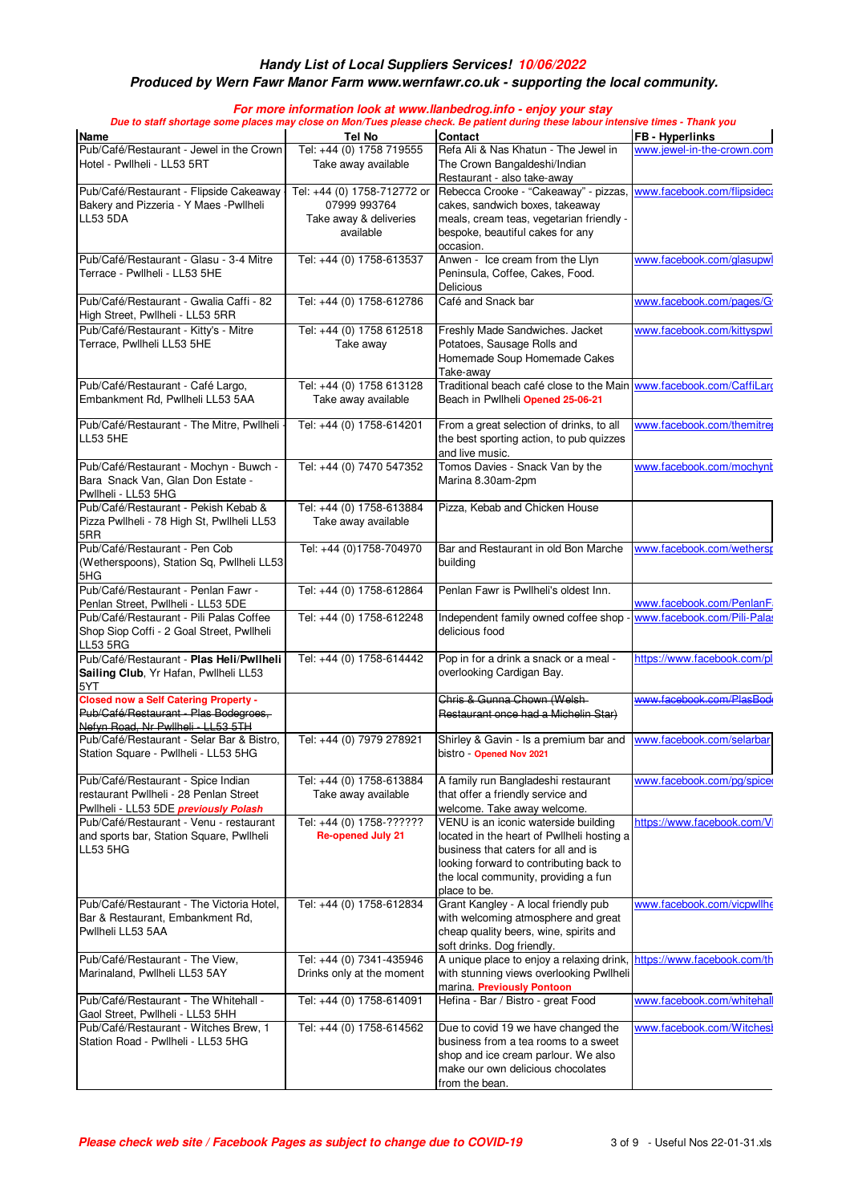***Handy List of Local Suppliers Services!*** ***10/06/2022***

***Produced by Wern Fawr Manor Farm www.wernfawr.co.uk - supporting the local community.***

***For more information look at www.llanbedrog.info - enjoy your stay***

***Due to staff shortage some places may close on Mon/Tues please check. Be patient during these labour intensive times - Thank you***

| Name | Tel No | Contact | FB - Hyperlinks |
|---|---|---|---|
| Pub/Café/Restaurant - Jewel in the Crown Hotel - Pwllheli - LL53 5RT | Tel: +44 (0) 1758 719555 Take away available | Refa Ali & Nas Khatun - The Jewel in The Crown Bangaldeshi/Indian Restaurant - also take-away | www.jewel-in-the-crown.com |
| Pub/Café/Restaurant - Flipside Cakeaway Bakery and Pizzeria - Y Maes -Pwllheli LL53 5DA | Tel: +44 (0) 1758-712772 or 07999 993764 Take away & deliveries available | Rebecca Crooke - "Cakeaway" - pizzas, cakes, sandwich boxes, takeaway meals, cream teas, vegetarian friendly - bespoke, beautiful cakes for any occasion. | www.facebook.com/flipsideca |
| Pub/Café/Restaurant - Glasu - 3-4 Mitre Terrace - Pwllheli - LL53 5HE | Tel: +44 (0) 1758-613537 | Anwen - Ice cream from the Llyn Peninsula, Coffee, Cakes, Food. Delicious | www.facebook.com/glasupwl |
| Pub/Café/Restaurant - Gwalia Caffi - 82 High Street, Pwllheli - LL53 5RR | Tel: +44 (0) 1758-612786 | Café and Snack bar | www.facebook.com/pages/G |
| Pub/Café/Restaurant - Kitty's - Mitre Terrace, Pwllheli LL53 5HE | Tel: +44 (0) 1758 612518 Take away | Freshly Made Sandwiches. Jacket Potatoes, Sausage Rolls and Homemade Soup Homemade Cakes Take-away | www.facebook.com/kittyspwl |
| Pub/Café/Restaurant - Café Largo, Embankment Rd, Pwllheli LL53 5AA | Tel: +44 (0) 1758 613128 Take away available | Traditional beach café close to the Main Beach in Pwllheli **Opened 25-06-21** | www.facebook.com/CaffiLarg |
| Pub/Café/Restaurant - The Mitre, Pwllheli - LL53 5HE | Tel: +44 (0) 1758-614201 | From a great selection of drinks, to all the best sporting action, to pub quizzes and live music. | www.facebook.com/themitrep |
| Pub/Café/Restaurant - Mochyn - Buwch - Bara Snack Van, Glan Don Estate - Pwllheli - LL53 5HG | Tel: +44 (0) 7470 547352 | Tomos Davies - Snack Van by the Marina 8.30am-2pm | www.facebook.com/mochynb |
| Pub/Café/Restaurant - Pekish Kebab & Pizza Pwllheli - 78 High St, Pwllheli LL53 5RR | Tel: +44 (0) 1758-613884 Take away available | Pizza, Kebab and Chicken House | |
| Pub/Café/Restaurant - Pen Cob (Wetherspoons), Station Sq, Pwllheli LL53 5HG | Tel: +44 (0)1758-704970 | Bar and Restaurant in old Bon Marche building | www.facebook.com/wethersp |
| Pub/Café/Restaurant - Penlan Fawr - Penlan Street, Pwllheli - LL53 5DE | Tel: +44 (0) 1758-612864 | Penlan Fawr is Pwllheli's oldest Inn. | www.facebook.com/PenlanF |
| Pub/Café/Restaurant - Pili Palas Coffee Shop Siop Coffi - 2 Goal Street, Pwllheli LL53 5RG | Tel: +44 (0) 1758-612248 | Independent family owned coffee shop - delicious food | www.facebook.com/Pili-Palas |
| Pub/Café/Restaurant - **Plas Heli/Pwllheli Sailing Club**, Yr Hafan, Pwllheli LL53 5YT | Tel: +44 (0) 1758-614442 | Pop in for a drink a snack or a meal - overlooking Cardigan Bay. | https://www.facebook.com/pl |
| **Closed now a Self Catering Property -** ~~Pub/Café/Restaurant - Plas Bodegroes, Nefyn Road, Nr Pwllheli - LL53 5TH~~ | | ~~Chris & Gunna Chown (Welsh Restaurant once had a Michelin Star)~~ | ~~www.facebook.com/PlasBod~~ |
| Pub/Café/Restaurant - Selar Bar & Bistro, Station Square - Pwllheli - LL53 5HG | Tel: +44 (0) 7979 278921 | Shirley & Gavin - Is a premium bar and bistro - **Opened Nov 2021** | www.facebook.com/selarbar |
| Pub/Café/Restaurant - Spice Indian restaurant Pwllheli - 28 Penlan Street Pwllheli - LL53 5DE ***previously Polash*** | Tel: +44 (0) 1758-613884 Take away available | A family run Bangladeshi restaurant that offer a friendly service and welcome. Take away welcome. | www.facebook.com/pg/spice |
| Pub/Café/Restaurant - Venu - restaurant and sports bar, Station Square, Pwllheli LL53 5HG | Tel: +44 (0) 1758-?????? **Re-opened July 21** | VENU is an iconic waterside building located in the heart of Pwllheli hosting a business that caters for all and is looking forward to contributing back to the local community, providing a fun place to be. | https://www.facebook.com/V |
| Pub/Café/Restaurant - The Victoria Hotel, Bar & Restaurant, Embankment Rd, Pwllheli LL53 5AA | Tel: +44 (0) 1758-612834 | Grant Kangley - A local friendly pub with welcoming atmosphere and great cheap quality beers, wine, spirits and soft drinks. Dog friendly. | www.facebook.com/vicpwllhe |
| Pub/Café/Restaurant - The View, Marinaland, Pwllheli LL53 5AY | Tel: +44 (0) 7341-435946 Drinks only at the moment | A unique place to enjoy a relaxing drink, with stunning views overlooking Pwllheli marina. **Previously Pontoon** | https://www.facebook.com/th |
| Pub/Café/Restaurant - The Whitehall - Gaol Street, Pwllheli - LL53 5HH | Tel: +44 (0) 1758-614091 | Hefina - Bar / Bistro - great Food | www.facebook.com/whitehall |
| Pub/Café/Restaurant - Witches Brew, 1 Station Road - Pwllheli - LL53 5HG | Tel: +44 (0) 1758-614562 | Due to covid 19 we have changed the business from a tea rooms to a sweet shop and ice cream parlour. We also make our own delicious chocolates from the bean. | www.facebook.com/Witchesb |

***Please check web site / Facebook Pages as subject to change due to COVID-19***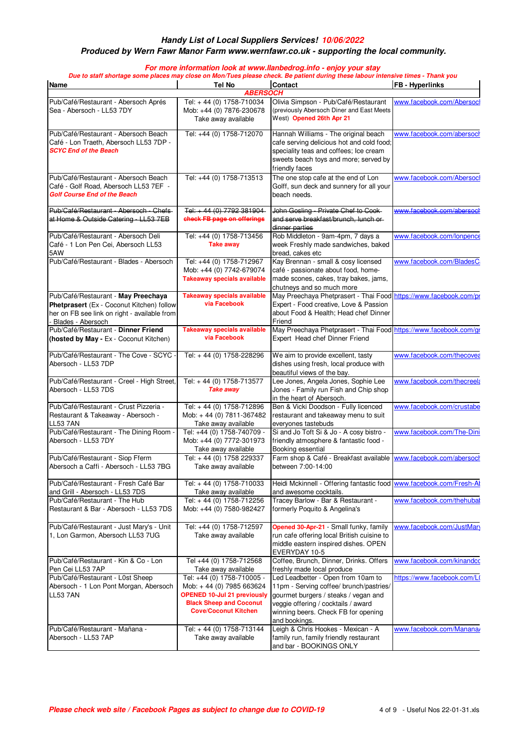***Handy List of Local Suppliers Services! 10/06/2022***

***Produced by Wern Fawr Manor Farm www.wernfawr.co.uk - supporting the local community.***

***For more information look at www.llanbedrog.info - enjoy your stay***

***Due to staff shortage some places may close on Mon/Tues please check. Be patient during these labour intensive times - Thank you***

| Name | Tel No | Contact | FB - Hyperlinks |
|---|---|---|---|
| | ***ABERSOCH*** | | |
| Pub/Café/Restaurant - Abersoch Aprés Sea - Abersoch - LL53 7DY | Tel: + 44 (0) 1758-710034 Mob: +44 (0) 7876-230678 Take away available | Olivia Simpson - Pub/Café/Restaurant (previously Abersoch Diner and East Meets West) **Opened 26th Apr 21** | www.facebook.com/Abersoc |
| Pub/Café/Restaurant - Abersoch Beach Café - Lon Traeth, Abersoch LL53 7DP - ***SCYC End of the Beach*** | Tel: +44 (0) 1758-712070 | Hannah Williams - The original beach cafe serving delicious hot and cold food; speciality teas and coffees; Ice cream sweets beach toys and more; served by friendly faces | www.facebook.com/abersoc |
| Pub/Café/Restaurant - Abersoch Beach Café - Golf Road, Abersoch LL53 7EF - ***Golf Course End of the Beach*** | Tel: +44 (0) 1758-713513 | The one stop cafe at the end of Lon Golff, sun deck and sunnery for all your beach needs. | www.facebook.com/Abersoc |
| ~~Pub/Café/Restaurant - Abersoch - Chefs at Home & Outside Catering - LL53 7EB~~ | ~~Tel: + 44 (0) 7792 381904~~ ~~**check FB page on offerings**~~ | ~~John Gosling - Private Chef to Cook and serve breakfast/brunch, lunch or dinner parties~~ | ~~www.facebook.com/abersoc~~ |
| Pub/Café/Restaurant - Abersoch Deli Café - 1 Lon Pen Cei, Abersoch LL53 5AW | Tel: +44 (0) 1758-713456 **Take away** | Rob Middleton - 9am-4pm, 7 days a week Freshly made sandwiches, baked bread, cakes etc | www.facebook.com/lonpenc |
| Pub/Café/Restaurant - Blades - Abersoch | Tel: +44 (0) 1758-712967 Mob: +44 (0) 7742-679074 **Takeaway specials available** | Kay Brennan - small & cosy licensed café - passionate about food, home-made scones, cakes, tray bakes, jams, chutneys and so much more | www.facebook.com/BladesC |
| Pub/Café/Restaurant - **May Preechaya Phetprasert** (Ex - Coconut Kitchen) follow her on FB see link on right - available from - Blades - Abersoch | **Takeaway specials available via Facebook** | May Preechaya Phetprasert - Thai Food Expert - Food creative, Love & Passion about Food & Health; Head chef Dinner Friend | https://www.facebook.com/p |
| Pub/Café/Restaurant - **Dinner Friend (hosted by May -** Ex - Coconut Kitchen) | **Takeaway specials available via Facebook** | May Preechaya Phetprasert - Thai Food Expert Head chef Dinner Friend | https://www.facebook.com/g |
| Pub/Café/Restaurant - The Cove - SCYC - Abersoch - LL53 7DP | Tel: + 44 (0) 1758-228296 | We aim to provide excellent, tasty dishes using fresh, local produce with beautiful views of the bay. | www.facebook.com/thecove |
| Pub/Café/Restaurant - Creel - High Street, Abersoch - LL53 7DS | Tel: + 44 (0) 1758-713577 ***Take away*** | Lee Jones, Angela Jones, Sophie Lee Jones - Family run Fish and Chip shop in the heart of Abersoch. | www.facebook.com/thecreel |
| Pub/Café/Restaurant - Crust Pizzeria - Restaurant & Takeaway - Abersoch - LL53 7AN | Tel: + 44 (0) 1758-712896 Mob: + 44 (0) 7811-367482 Take away available | Ben & Vicki Doodson - Fully licenced restaurant and takeaway menu to suit everyones tastebuds | www.facebook.com/crustab |
| Pub/Café/Restaurant - The Dining Room - Abersoch - LL53 7DY | Tel: +44 (0) 1758-740709 - Mob: +44 (0) 7772-301973 Take away available | Si and Jo Toft Si & Jo - A cosy bistro - friendly atmosphere & fantastic food - Booking essential | www.facebook.com/The-Din |
| Pub/Café/Restaurant - Siop Fferm Abersoch a Caffi - Abersoch - LL53 7BG | Tel: + 44 (0) 1758 229337 Take away available | Farm shop & Café - Breakfast available between 7:00-14:00 | www.facebook.com/abersoc |
| Pub/Café/Restaurant - Fresh Café Bar and Grill - Abersoch - LL53 7DS | Tel: + 44 (0) 1758-710033 Take away available | Heidi Mckinnell - Offering fantastic food and awesome cocktails. | www.facebook.com/Fresh-A |
| Pub/Café/Restaurant - The Hub Restaurant & Bar - Abersoch - LL53 7DS | Tel: + 44 (0) 1758-712256 Mob: +44 (0) 7580-982427 | Tracey Barlow - Bar & Restaurant - formerly Poquito & Angelina's | www.facebook.com/thehuba |
| Pub/Café/Restaurant - Just Mary's - Unit 1, Lon Garmon, Abersoch LL53 7UG | Tel: +44 (0) 1758-712597 Take away available | **Opened 30-Apr-21** - Small funky, family run cafe offering local British cuisine to middle eastern inspired dishes. OPEN EVERYDAY 10-5 | www.facebook.com/JustMar |
| Pub/Café/Restaurant - Kin & Co - Lon Pen Cei LL53 7AP | Tel +44 (0) 1758-712568 Take away available | Coffee, Brunch, Dinner, Drinks. Offers freshly made local produce | www.facebook.com/kinandc |
| Pub/Café/Restaurant - L0st Sheep Abersoch - 1 Lon Pont Morgan, Abersoch LL53 7AN | Tel: +44 (0) 1758-710005 - Mob: + 44 (0) 7985 663624 **OPENED 10-Jul 21 previously Black Sheep and Coconut Cove/Coconut Kitchen** | Led Leadbetter - Open from 10am to 11pm - Serving coffee/ brunch/pastries/ gourmet burgers / steaks / vegan and veggie offering / cocktails / award winning beers. Check FB for opening and bookings. | https://www.facebook.com/L |
| Pub/Café/Restaurant - Mañana - Abersoch - LL53 7AP | Tel: + 44 (0) 1758-713144 Take away available | Leigh & Chris Hookes - Mexican - A family run, family friendly restaurant and bar - BOOKINGS ONLY | www.facebook.com/Manana |

***Please check web site / Facebook Pages as subject to change due to COVID-19***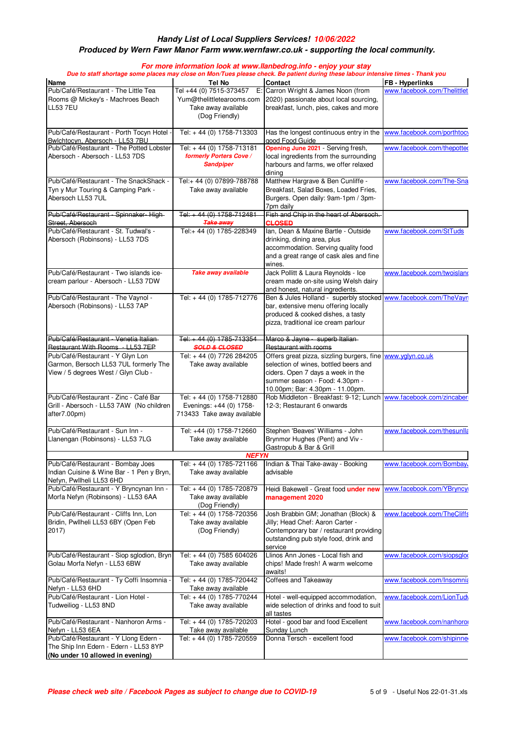***Handy List of Local Suppliers Services! 10/06/2022***

***Produced by Wern Fawr Manor Farm www.wernfawr.co.uk - supporting the local community.***

***For more information look at www.llanbedrog.info - enjoy your stay***

***Due to staff shortage some places may close on Mon/Tues please check. Be patient during these labour intensive times - Thank you***

| Name | Tel No | Contact | FB - Hyperlinks |
|---|---|---|---|
| Pub/Café/Restaurant - The Little Tea Rooms @ Mickey's - Machroes Beach LL53 7EU | Tel +44 (0) 7515-373457 E: Yum@thelittletearooms.com Take away available (Dog Friendly) | Carron Wright & James Noon (from 2020) passionate about local sourcing, breakfast, lunch, pies, cakes and more | www.facebook.com/Thelittlet |
| Pub/Café/Restaurant - Porth Tocyn Hotel - Bwlchtocyn, Abersoch - LL53 7BU | Tel: + 44 (0) 1758-713303 | Has the longest continuous entry in the good Food Guide | www.facebook.com/porthtocy |
| Pub/Café/Restaurant - The Potted Lobster Abersoch - Abersoch - LL53 7DS | Tel: + 44 (0) 1758-713181 ***formerly Porters Cove / Sandpiper*** | **Opening June 2021** - Serving fresh, local ingredients from the surrounding harbours and farms, we offer relaxed dining | www.facebook.com/thepotted |
| Pub/Café/Restaurant - The SnackShack - Tyn y Mur Touring & Camping Park - Abersoch LL53 7UL | Tel:+ 44 (0) 07899-788788 Take away available | Matthew Hargrave & Ben Cunliffe - Breakfast, Salad Boxes, Loaded Fries, Burgers. Open daily: 9am-1pm / 3pm-7pm daily | www.facebook.com/The-Sna |
| ~~Pub/Café/Restaurant - Spinnaker- High Street, Abersoch~~ | ~~Tel: + 44 (0) 1758-712481~~ ~~***Take away***~~ | ~~Fish and Chip in the heart of Abersoch.~~ **CLOSED** | |
| Pub/Café/Restaurant - St. Tudwal's - Abersoch (Robinsons) - LL53 7DS | Tel:+ 44 (0) 1785-228349 | Ian, Dean & Maxine Bartle - Outside drinking, dining area, plus accommodation. Serving quality food and a great range of cask ales and fine wines. | www.facebook.com/StTuds |
| Pub/Café/Restaurant - Two islands ice-cream parlour - Abersoch - LL53 7DW | ***Take away available*** | Jack Pollitt & Laura Reynolds - Ice cream made on-site using Welsh dairy and honest, natural ingredients. | www.facebook.com/twoisland |
| Pub/Café/Restaurant - The Vaynol - Abersoch (Robinsons) - LL53 7AP | Tel: + 44 (0) 1785-712776 | Ben & Jules Holland - superbly stocked bar, extensive menu offering locally produced & cooked dishes, a tasty pizza, traditional ice cream parlour | www.facebook.com/TheVayn |
| ~~Pub/Café/Restaurant - Venetia Italian Restaurant With Rooms - LL53 7EP~~ | ~~Tel: + 44 (0) 1785-713354~~ ~~***SOLD & CLOSED***~~ | ~~Marco & Jayne - superb Italian Restaurant with rooms~~ | |
| Pub/Café/Restaurant - Y Glyn Lon Garmon, Bersoch LL53 7UL formerly The View / 5 degrees West / Glyn Club - | Tel: + 44 (0) 7726 284205 Take away available | Offers great pizza, sizzling burgers, fine selection of wines, bottled beers and ciders. Open 7 days a week in the summer season - Food: 4.30pm - 10.00pm; Bar: 4.30pm - 11.00pm. | www.yglyn.co.uk |
| Pub/Café/Restaurant - Zinc - Café Bar Grill - Abersoch - LL53 7AW (No children after7.00pm) | Tel: + 44 (0) 1758-712880 Evenings: +44 (0) 1758-713433 Take away available | Rob Middleton - Breakfast: 9-12; Lunch 12-3; Restaurant 6 onwards | www.facebook.com/zincaber |
| Pub/Café/Restaurant - Sun Inn - Llanengan (Robinsons) - LL53 7LG | Tel: +44 (0) 1758-712660 Take away available | Stephen 'Beaves' Williams - John Brynmor Hughes (Pent) and Viv - Gastropub & Bar & Grill | www.facebook.com/thesunlla |
| | ***NEFYN*** | | |
| Pub/Café/Restaurant - Bombay Joes Indian Cuisine & Wine Bar - 1 Pen y Bryn, Nefyn, Pwllheli LL53 6HD | Tel: + 44 (0) 1785-721166 Take away available | Indian & Thai Take-away - Booking advisable | www.facebook.com/Bombay |
| Pub/Café/Restaurant - Y Bryncynan Inn - Morfa Nefyn (Robinsons) - LL53 6AA | Tel: + 44 (0) 1785-720879 Take away available (Dog Friendly) | Heidi Bakewell - Great food **under new management 2020** | www.facebook.com/YBryncy |
| Pub/Café/Restaurant - Cliffs Inn, Lon Bridin, Pwllheli LL53 6BY (Open Feb 2017) | Tel: + 44 (0) 1758-720356 Take away available (Dog Friendly) | Josh Brabbin GM; Jonathan (Block) & Jilly; Head Chef: Aaron Carter - Contemporary bar / restaurant providing outstanding pub style food, drink and service | www.facebook.com/TheCliffs |
| Pub/Café/Restaurant - Siop sglodion, Bryn Golau Morfa Nefyn - LL53 6BW | Tel: + 44 (0) 7585 604026 Take away available | Llinos Ann Jones - Local fish and chips! Made fresh! A warm welcome awaits! | www.facebook.com/siopsglo |
| Pub/Café/Restaurant - Ty Coffi Insomnia - Nefyn - LL53 6HD | Tel: + 44 (0) 1785-720442 Take away available | Coffees and Takeaway | www.facebook.com/Insomnia |
| Pub/Café/Restaurant - Lion Hotel - Tudweiliog - LL53 8ND | Tel: + 44 (0) 1785-770244 Take away available | Hotel - well-equipped accommodation, wide selection of drinks and food to suit all tastes | www.facebook.com/LionTudw |
| Pub/Café/Restaurant - Nanhoron Arms - Nefyn - LL53 6EA | Tel: + 44 (0) 1785-720203 Take away available | Hotel - good bar and food Excellent Sunday Lunch | www.facebook.com/nanhoro |
| Pub/Café/Restaurant - Y Llong Edern - The Ship Inn Edern - Edern - LL53 8YP **(No under 10 allowed in evening)** | Tel: + 44 (0) 1785-720559 | Donna Tersch - excellent food | www.facebook.com/shipinne |

***Please check web site / Facebook Pages as subject to change due to COVID-19***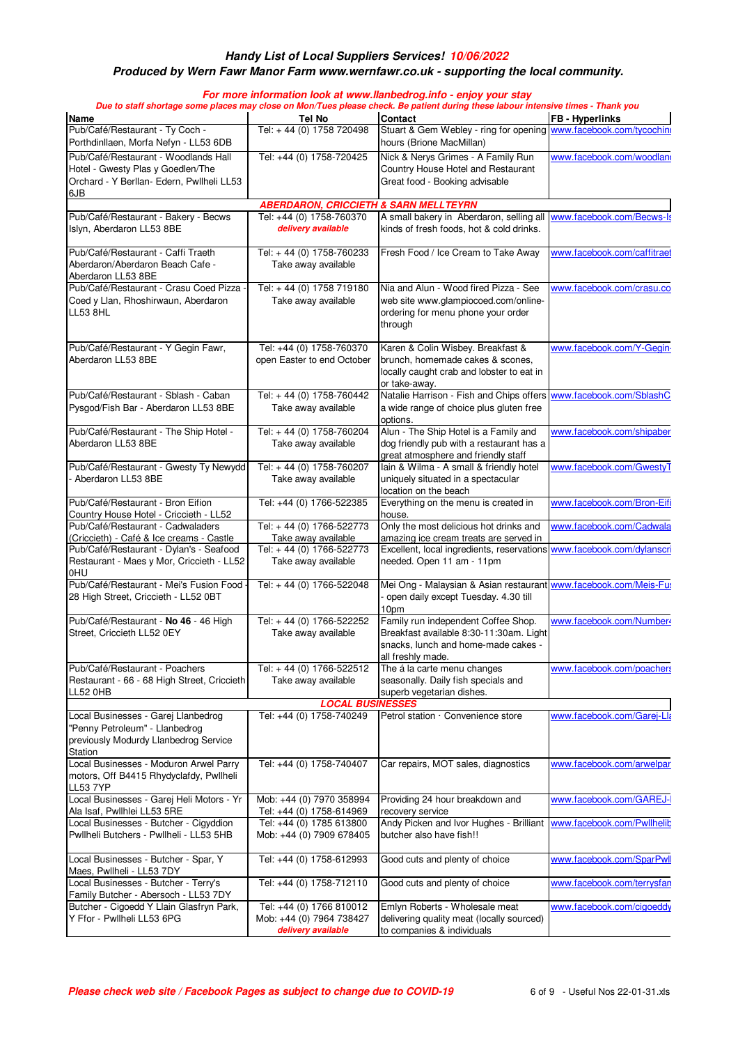***Handy List of Local Suppliers Services! 10/06/2022***

***Produced by Wern Fawr Manor Farm www.wernfawr.co.uk - supporting the local community.***

***For more information look at www.llanbedrog.info - enjoy your stay***

***Due to staff shortage some places may close on Mon/Tues please check. Be patient during these labour intensive times - Thank you***

| Name | Tel No | Contact | FB - Hyperlinks |
|---|---|---|---|
| Pub/Café/Restaurant - Ty Coch - Porthdinllaen, Morfa Nefyn - LL53 6DB | Tel: + 44 (0) 1758 720498 | Stuart & Gem Webley - ring for opening hours (Brione MacMillan) | www.facebook.com/tycochin |
| Pub/Café/Restaurant - Woodlands Hall Hotel - Gwesty Plas y Goedlen/The Orchard - Y Berllan- Edern, Pwllheli LL53 6JB | Tel: +44 (0) 1758-720425 | Nick & Nerys Grimes - A Family Run Country House Hotel and Restaurant Great food - Booking advisable | www.facebook.com/woodlan |
| ***ABERDARON, CRICCIETH & SARN MELLTEYRN*** | | | |
| Pub/Café/Restaurant - Bakery - Becws Islyn, Aberdaron LL53 8BE | Tel: +44 (0) 1758-760370 *delivery available* | A small bakery in Aberdaron, selling all kinds of fresh foods, hot & cold drinks. | www.facebook.com/Becws-Is |
| Pub/Café/Restaurant - Caffi Traeth Aberdaron/Aberdaron Beach Cafe - Aberdaron LL53 8BE | Tel: + 44 (0) 1758-760233 Take away available | Fresh Food / Ice Cream to Take Away | www.facebook.com/caffitraet |
| Pub/Café/Restaurant - Crasu Coed Pizza - Coed y Llan, Rhoshirwaun, Aberdaron LL53 8HL | Tel: + 44 (0) 1758 719180 Take away available | Nia and Alun - Wood fired Pizza - See web site www.glampiocoed.com/online-ordering for menu phone your order through | www.facebook.com/crasu.co |
| Pub/Café/Restaurant - Y Gegin Fawr, Aberdaron LL53 8BE | Tel: +44 (0) 1758-760370 open Easter to end October | Karen & Colin Wisbey. Breakfast & brunch, homemade cakes & scones, locally caught crab and lobster to eat in or take-away. | www.facebook.com/Y-Gegin- |
| Pub/Café/Restaurant - Sblash - Caban Pysgod/Fish Bar - Aberdaron LL53 8BE | Tel: + 44 (0) 1758-760442 Take away available | Natalie Harrison - Fish and Chips offers a wide range of choice plus gluten free options. | www.facebook.com/SblashC |
| Pub/Café/Restaurant - The Ship Hotel - Aberdaron LL53 8BE | Tel: + 44 (0) 1758-760204 Take away available | Alun - The Ship Hotel is a Family and dog friendly pub with a restaurant has a great atmosphere and friendly staff | www.facebook.com/shipaber |
| Pub/Café/Restaurant - Gwesty Ty Newydd - Aberdaron LL53 8BE | Tel: + 44 (0) 1758-760207 Take away available | Iain & Wilma - A small & friendly hotel uniquely situated in a spectacular location on the beach | www.facebook.com/GwestyT |
| Pub/Café/Restaurant - Bron Eifion Country House Hotel - Criccieth - LL52 | Tel: +44 (0) 1766-522385 | Everything on the menu is created in house. | www.facebook.com/Bron-Eifi |
| Pub/Café/Restaurant - Cadwaladers (Criccieth) - Café & Ice creams - Castle | Tel: + 44 (0) 1766-522773 Take away available | Only the most delicious hot drinks and amazing ice cream treats are served in | www.facebook.com/Cadwala |
| Pub/Café/Restaurant - Dylan's - Seafood Restaurant - Maes y Mor, Criccieth - LL52 0HU | Tel: + 44 (0) 1766-522773 Take away available | Excellent, local ingredients, reservations needed. Open 11 am - 11pm | www.facebook.com/dylanscri |
| Pub/Café/Restaurant - Mei's Fusion Food - 28 High Street, Criccieth - LL52 0BT | Tel: + 44 (0) 1766-522048 | Mei Ong - Malaysian & Asian restaurant - open daily except Tuesday. 4.30 till 10pm | www.facebook.com/Meis-Fu |
| Pub/Café/Restaurant - **No 46** - 46 High Street, Criccieth LL52 0EY | Tel: + 44 (0) 1766-522252 Take away available | Family run independent Coffee Shop. Breakfast available 8:30-11:30am. Light snacks, lunch and home-made cakes - all freshly made. | www.facebook.com/Number |
| Pub/Café/Restaurant - Poachers Restaurant - 66 - 68 High Street, Criccieth LL52 0HB | Tel: + 44 (0) 1766-522512 Take away available | The á la carte menu changes seasonally. Daily fish specials and superb vegetarian dishes. | www.facebook.com/poachers |
| ***LOCAL BUSINESSES*** | | | |
| Local Businesses - Garej Llanbedrog "Penny Petroleum" - Llanbedrog previously Modurdy Llanbedrog Service Station | Tel: +44 (0) 1758-740249 | Petrol station · Convenience store | www.facebook.com/Garej-Lla |
| Local Businesses - Moduron Arwel Parry motors, Off B4415 Rhydyclafdy, Pwllheli LL53 7YP | Tel: +44 (0) 1758-740407 | Car repairs, MOT sales, diagnostics | www.facebook.com/arwelpar |
| Local Businesses - Garej Heli Motors - Yr Ala Isaf, Pwllhlei LL53 5RE | Mob: +44 (0) 7970 358994 Tel: +44 (0) 1758-614969 | Providing 24 hour breakdown and recovery service | www.facebook.com/GAREJ- |
| Local Businesses - Butcher - Cigyddion Pwllheli Butchers - Pwllheli - LL53 5HB | Tel: +44 (0) 1785 613800 Mob: +44 (0) 7909 678405 | Andy Picken and Ivor Hughes - Brilliant butcher also have fish!! | www.facebook.com/Pwllhelib |
| Local Businesses - Butcher - Spar, Y Maes, Pwllheli - LL53 7DY | Tel: +44 (0) 1758-612993 | Good cuts and plenty of choice | www.facebook.com/SparPwl |
| Local Businesses - Butcher - Terry's Family Butcher - Abersoch - LL53 7DY | Tel: +44 (0) 1758-712110 | Good cuts and plenty of choice | www.facebook.com/terrysfan |
| Butcher - Cigoedd Y Llain Glasfryn Park, Y Ffor - Pwllheli LL53 6PG | Tel: +44 (0) 1766 810012 Mob: +44 (0) 7964 738427 *delivery available* | Emlyn Roberts - Wholesale meat delivering quality meat (locally sourced) to companies & individuals | www.facebook.com/cigoeddy |

***Please check web site / Facebook Pages as subject to change due to COVID-19***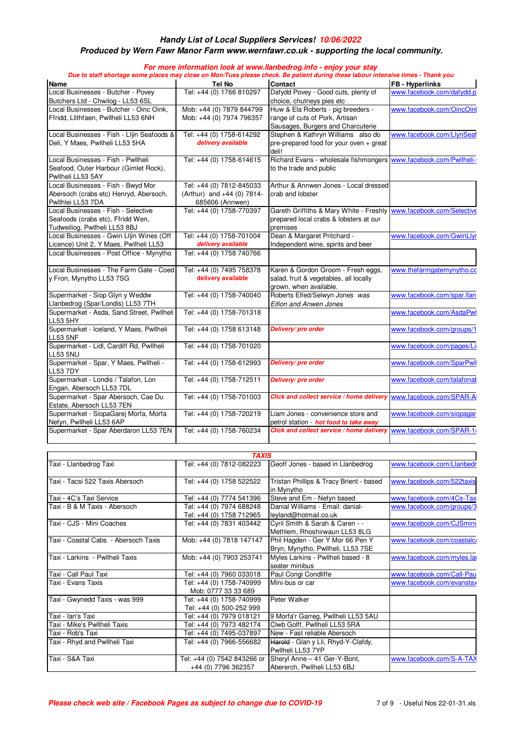### *Handy List of Local Suppliers Services! 10/06/2022*

### *Produced by Wern Fawr Manor Farm www.wernfawr.co.uk - supporting the local community.*

***For more information look at www.llanbedrog.info - enjoy your stay***

***Due to staff shortage some places may close on Mon/Tues please check. Be patient during these labour intensive times - Thank you***

| Name | Tel No | Contact | FB - Hyperlinks |
|---|---|---|---|
| Local Businesses - Butcher - Povey Butchers Ltd - Chwilog - LL53 6SL | Tel: +44 (0) 1766 810297 | Dafydd Povey - Good cuts, plenty of choice, chutneys pies etc | www.facebook.com/dafydd.p |
| Local Businesses - Butcher - Oinc Oink, Ffridd, Llithfaen, Pwllheli LL53 6NH | Mob: +44 (0) 7879 844799 Mob: +44 (0) 7974 796357 | Huw & Ela Roberts - pig breeders - range of cuts of Pork, Artisan Sausages, Burgers and Charcuterie | www.facebook.com/OincOinl |
| Local Businesses - Fish - Llŷn Seafoods & Deli, Y Maes, Pwllheli LL53 5HA | Tel: +44 (0) 1758-614292 ***delivery available*** | Stephen & Kathryn Williams also do pre-prepared food for your oven + great deli! | www.facebook.com/LlynSeaf |
| Local Businesses - Fish - Pwllheli Seafood, Outer Harbour (Gimlet Rock), Pwllheli LL53 5AY | Tel: +44 (0) 1758-614615 | Richard Evans - wholesale fishmongers to the trade and public | www.facebook.com/Pwllheli- |
| Local Businesses - Fish - Bwyd Mor Abersoch (crabs etc) Henryd, Abersoch, Pwllhlei LL53 7DA | Tel: +44 (0) 7812-845033 (Arthur) and +44 (0) 7814-685606 (Annwen) | Arthur & Annwen Jones - Local dressed crab and lobster | |
| Local Businesses - Fish - Selective Seafoods (crabs etc), Ffridd Wen, Tudweiliog, Pwllheli LL53 8BJ | Tel: +44 (0) 1758-770397 | Gareth Griffiths & Mary White - Freshly prepared local crabs & lobsters at our premises | www.facebook.com/Selective |
| Local Businesses - Gwin Llŷn Wines (Off Licence) Unit 2, Y Maes, Pwllheli LL53 | Tel: +44 (0) 1758-701004 ***delivery available*** | Dean & Margaret Pritchard - Independent wine, spirits and beer | www.facebook.com/GwinLlyr |
| Local Businesses - Post Office - Mynytho | Tel: +44 (0) 1758 740766 | | |
| Local Businesses - The Farm Gate - Coed y Fron, Mynytho LL53 7SG | Tel: +44 (0) 7495 758378 ***delivery available*** | Karen & Gordon Groom - Fresh eggs, salad, fruit & vegetables, all locally grown, when available. | www.thefarmgatemynytho.co |
| Supermarket - Siop Glyn y Weddw Llanbedrog (Spar/Londis) LL53 7TH | Tel: +44 (0) 1758-740040 | Roberts Elfed/Selwyn Jones *was Eifion and Anwen Jones* | www.facebook.com/spar.llan |
| Supermarket - Asda, Sand Street, Pwllheli LL53 5HY | Tel: +44 (0) 1758-701318 | | www.facebook.com/AsdaPwl |
| Supermarket - Iceland, Y Maes, Pwllheli LL53 5NF | Tel: +44 (0) 1758 613148 | ***Delivery/ pre order*** | www.facebook.com/groups/1 |
| Supermarket - Lidl, Cardiff Rd, Pwllheli LL53 5NU | Tel: +44 (0) 1758-701020 | | www.facebook.com/pages/Li |
| Supermarket - Spar, Y Maes, Pwllheli - LL53 7DY | Tel: +44 (0) 1758-612993 | ***Delivery/ pre order*** | www.facebook.com/SparPwl |
| Supermarket - Londis / Talafon, Lon Engan, Abersoch LL53 7DL | Tel: +44 (0) 1758-712511 | ***Delivery/ pre order*** | www.facebook.com/talafonal |
| Supermarket - Spar Abersoch, Cae Du Estate, Abersoch LL53 7EN | Tel: +44 (0) 1758-701003 | ***Click and collect service / home delivery*** | www.facebook.com/SPAR-A |
| Supermarket - SiopaGarej Morfa, Morfa Nefyn, Pwllheli LL53 6AP | Tel: +44 (0) 1758-720219 | Liam Jones - convenience store and petrol station - ***hot food to take away*** | www.facebook.com/siopagar |
| Supermarket - Spar Aberdaron LL53 7EN | Tel: +44 (0) 1758-760234 | ***Click and collect service / home delivery*** | www.facebook.com/SPAR-1 |

| ***TAXIS*** | | | |
|---|---|---|---|
| Taxi - Llanbedrog Taxi | Tel: +44 (0) 7812-082223 | Geoff Jones - based in Llanbedrog | www.facebook.com/Llanbedr |
| Taxi - Tacsi 522 Taxis Abersoch | Tel: +44 (0) 1758 522522 | Tristan Phillips & Tracy Brient - based in Mynytho | www.facebook.com/522taxis |
| Taxi - 4C's Taxi Service | Tel: +44 (0) 7774 541396 | Steve and Em - Nefyn based | www.facebook.com/4Cs-Tax |
| Taxi - B & M Taxis - Abersoch | Tel: +44 (0) 7974 688248 Tel: +44 (0) 1758 712965 | Danial Williams - Email: danial-leyland@hotmail.co.uk | www.facebook.com/groups/3 |
| Taxi - CJS - Mini Coaches | Tel: +44 (0) 7831 403442 | Cyril Smith & Sarah & Caren - - Methlem, Rhoshirwaun LL53 8LG | www.facebook.com/CJSmini |
| Taxi - Coastal Cabs - Abersoch Taxis | Mob: +44 (0) 7818 147147 | Phil Hagden - Ger Y Mor 66 Pen Y Bryn, Mynytho, Pwllheli, LL53 7SE | www.facebook.com/coastalca |
| Taxi - Larkins - Pwllheli Taxis | Mob: +44 (0) 7903 253741 | Myles Larkins - Pwllheli based - 8 seater minibus | www.facebook.com/myles.lar |
| Taxi - Call Paul Taxi | Tel: +44 (0) 7960 033018 | Paul Congi Condliffe | www.facebook.com/Call-Pau |
| Taxi - Evans Taxis | Tel: +44 (0) 1758-740999 Mob: 0777 33 33 689 | Mini-bus or car | www.facebook.com/evanstax |
| Taxi - Gwynedd Taxis - was 999 | Tel: +44 (0) 1758-740999 Tel: +44 (0) 500-252 999 | Peter Walker | |
| Taxi - Ian's Taxi | Tel: +44 (0) 7979 018121 | 9 Morfa'r Garreg, Pwllheli LL53 5AU | |
| Taxi - Mike's Pwllheli Taxis | Tel: +44 (0) 7973 482174 | Clwb Golff, Pwllheli LL53 5RA | |
| Taxi - Rob's Taxi | Tel: +44 (0) 7495-037897 | New - Fast reliable Abersoch | |
| Taxi - Rhyd and Pwllheli Taxi | Tel: +44 (0) 7966-556682 | ~~Harold~~ - Glan y Lli, Rhyd-Y-Clafdy, Pwllheli LL53 7YP | |
| Taxi - S&A Taxi | Tel: +44 (0) 7542 843266 or +44 (0) 7796 362357 | Sheryl Anne – 41 Ger-Y-Bont, Abererch, Pwllheli LL53 6BJ | www.facebook.com/S-A-TAX |

***Please check web site / Facebook Pages as subject to change due to COVID-19***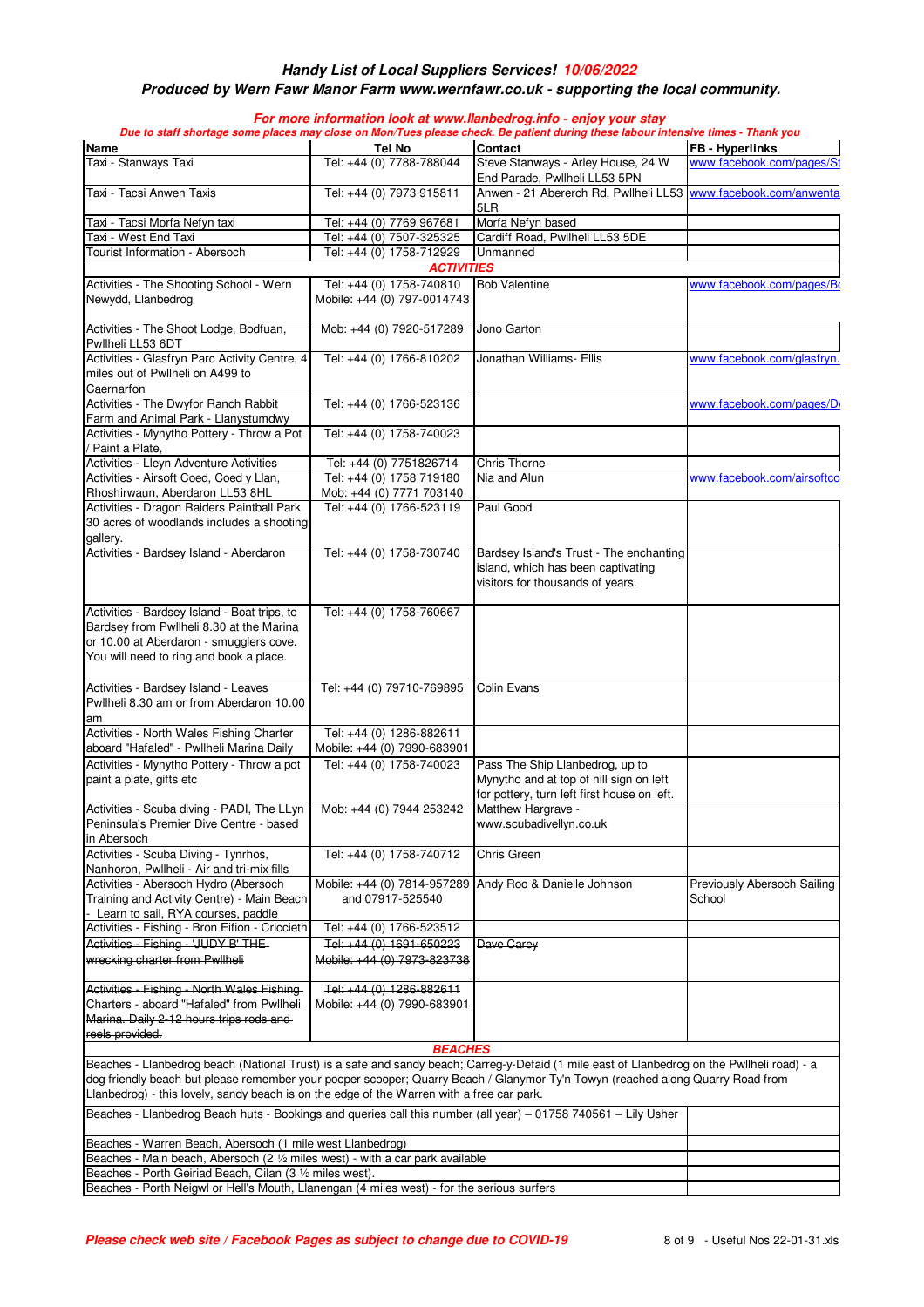***Handy List of Local Suppliers Services! 10/06/2022***

***Produced by Wern Fawr Manor Farm www.wernfawr.co.uk - supporting the local community.***

***For more information look at www.llanbedrog.info - enjoy your stay***

***Due to staff shortage some places may close on Mon/Tues please check. Be patient during these labour intensive times - Thank you***

| Name | Tel No | Contact | FB - Hyperlinks |
|---|---|---|---|
| Taxi - Stanways Taxi | Tel: +44 (0) 7788-788044 | Steve Stanways - Arley House, 24 W End Parade, Pwllheli LL53 5PN | www.facebook.com/pages/St |
| Taxi - Tacsi Anwen Taxis | Tel: +44 (0) 7973 915811 | Anwen - 21 Abererch Rd, Pwllheli LL53 5LR | www.facebook.com/anwenta |
| Taxi - Tacsi Morfa Nefyn taxi | Tel: +44 (0) 7769 967681 | Morfa Nefyn based | |
| Taxi - West End Taxi | Tel: +44 (0) 7507-325325 | Cardiff Road, Pwllheli LL53 5DE | |
| Tourist Information - Abersoch | Tel: +44 (0) 1758-712929 | Unmanned | |
| ***ACTIVITIES*** | | | |
| Activities - The Shooting School - Wern Newydd, Llanbedrog | Tel: +44 (0) 1758-740810 Mobile: +44 (0) 797-0014743 | Bob Valentine | www.facebook.com/pages/Bo |
| Activities - The Shoot Lodge, Bodfuan, Pwllheli LL53 6DT | Mob: +44 (0) 7920-517289 | Jono Garton | |
| Activities - Glasfryn Parc Activity Centre, 4 miles out of Pwllheli on A499 to Caernarfon | Tel: +44 (0) 1766-810202 | Jonathan Williams- Ellis | www.facebook.com/glasfryn. |
| Activities - The Dwyfor Ranch Rabbit Farm and Animal Park - Llanystumdwy | Tel: +44 (0) 1766-523136 | | www.facebook.com/pages/D |
| Activities - Mynytho Pottery - Throw a Pot / Paint a Plate, | Tel: +44 (0) 1758-740023 | | |
| Activities - Lleyn Adventure Activities | Tel: +44 (0) 7751826714 | Chris Thorne | |
| Activities - Airsoft Coed, Coed y Llan, Rhoshirwaun, Aberdaron LL53 8HL | Tel: +44 (0) 1758 719180 Mob: +44 (0) 7771 703140 | Nia and Alun | www.facebook.com/airsoftco |
| Activities - Dragon Raiders Paintball Park 30 acres of woodlands includes a shooting gallery. | Tel: +44 (0) 1766-523119 | Paul Good | |
| Activities - Bardsey Island - Aberdaron | Tel: +44 (0) 1758-730740 | Bardsey Island's Trust - The enchanting island, which has been captivating visitors for thousands of years. | |
| Activities - Bardsey Island - Boat trips, to Bardsey from Pwllheli 8.30 at the Marina or 10.00 at Aberdaron - smugglers cove. You will need to ring and book a place. | Tel: +44 (0) 1758-760667 | | |
| Activities - Bardsey Island - Leaves Pwllheli 8.30 am or from Aberdaron 10.00 am | Tel: +44 (0) 79710-769895 | Colin Evans | |
| Activities - North Wales Fishing Charter aboard "Hafaled" - Pwllheli Marina Daily | Tel: +44 (0) 1286-882611 Mobile: +44 (0) 7990-683901 | | |
| Activities - Mynytho Pottery - Throw a pot paint a plate, gifts etc | Tel: +44 (0) 1758-740023 | Pass The Ship Llanbedrog, up to Mynytho and at top of hill sign on left for pottery, turn left first house on left. | |
| Activities - Scuba diving - PADI, The LLyn Peninsula's Premier Dive Centre - based in Abersoch | Mob: +44 (0) 7944 253242 | Matthew Hargrave - www.scubadivellyn.co.uk | |
| Activities - Scuba Diving - Tynrhos, Nanhoron, Pwllheli - Air and tri-mix fills | Tel: +44 (0) 1758-740712 | Chris Green | |
| Activities - Abersoch Hydro (Abersoch Training and Activity Centre) - Main Beach - Learn to sail, RYA courses, paddle | Mobile: +44 (0) 7814-957289 and 07917-525540 | Andy Roo & Danielle Johnson | Previously Abersoch Sailing School |
| Activities - Fishing - Bron Eifion - Criccieth | Tel: +44 (0) 1766-523512 | | |
| ~~Activities - Fishing - 'JUDY B' THE wrecking charter from Pwllheli~~ | ~~Tel: +44 (0) 1691-650223 Mobile: +44 (0) 7973-823738~~ | ~~Dave Carey~~ | |
| ~~Activities - Fishing - North Wales Fishing Charters - aboard "Hafaled" from Pwllheli Marina. Daily 2-12 hours trips rods and reels provided.~~ | ~~Tel: +44 (0) 1286-882611 Mobile: +44 (0) 7990-683901~~ | | |
| ***BEACHES*** | | | |
| Beaches - Llanbedrog beach (National Trust) is a safe and sandy beach; Carreg-y-Defaid (1 mile east of Llanbedrog on the Pwllheli road) - a dog friendly beach but please remember your pooper scooper; Quarry Beach / Glanymor Ty'n Towyn (reached along Quarry Road from Llanbedrog) - this lovely, sandy beach is on the edge of the Warren with a free car park. | | | |
| Beaches - Llanbedrog Beach huts - Bookings and queries call this number (all year) – 01758 740561 – Lily Usher | | | |
| Beaches - Warren Beach, Abersoch (1 mile west Llanbedrog) | | | |
| Beaches - Main beach, Abersoch (2 ½ miles west) - with a car park available | | | |
| Beaches - Porth Geiriad Beach, Cilan (3 ½ miles west). | | | |
| Beaches - Porth Neigwl or Hell's Mouth, Llanengan (4 miles west) - for the serious surfers | | | |

***Please check web site / Facebook Pages as subject to change due to COVID-19***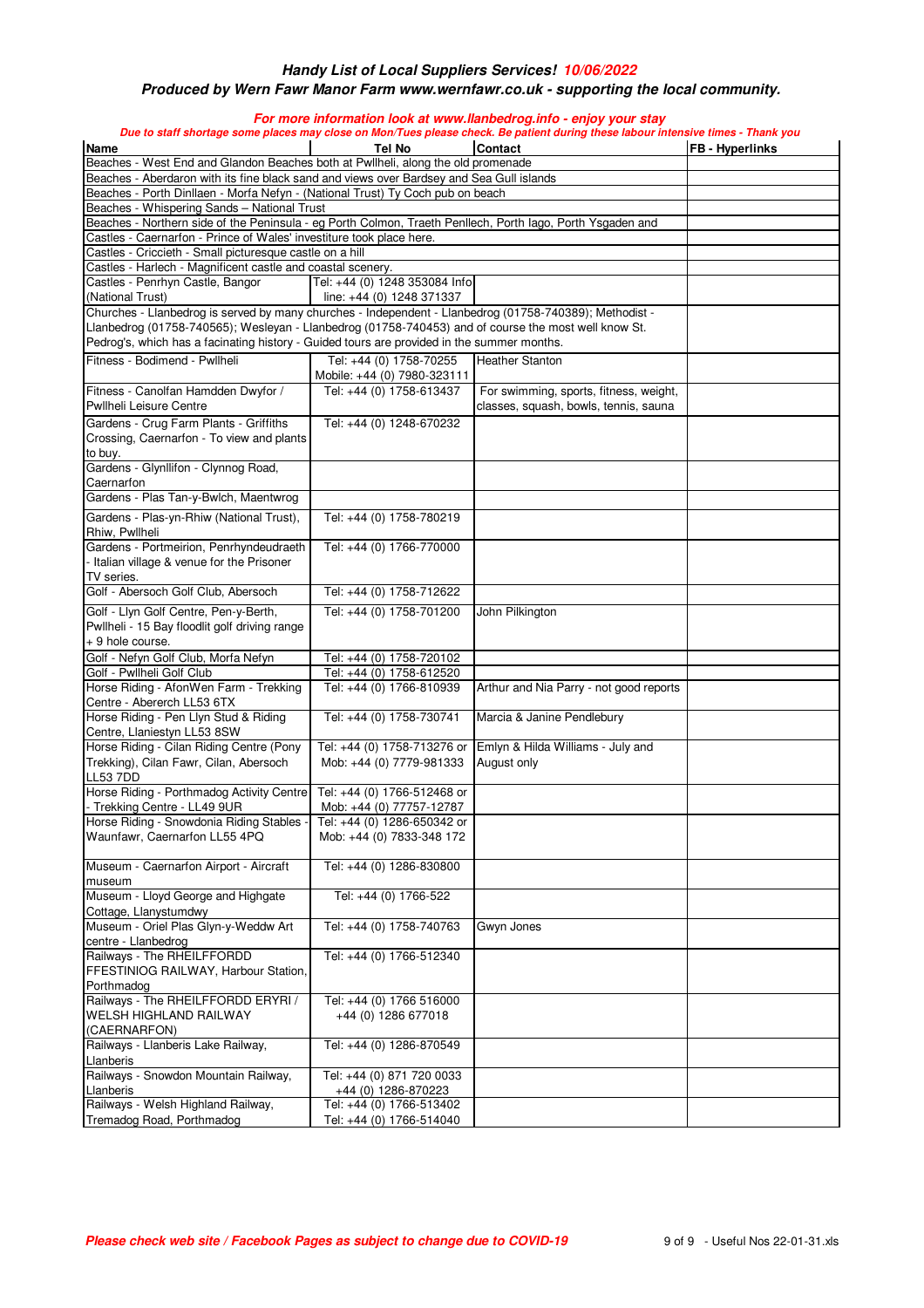***Handy List of Local Suppliers Services! 10/06/2022***

***Produced by Wern Fawr Manor Farm www.wernfawr.co.uk - supporting the local community.***

***For more information look at www.llanbedrog.info - enjoy your stay***

***Due to staff shortage some places may close on Mon/Tues please check. Be patient during these labour intensive times - Thank you***

| Name | Tel No | Contact | FB - Hyperlinks |
|---|---|---|---|
| Beaches - West End and Glandon Beaches both at Pwllheli, along the old promenade | | | |
| Beaches - Aberdaron with its fine black sand and views over Bardsey and Sea Gull islands | | | |
| Beaches - Porth Dinllaen - Morfa Nefyn - (National Trust) Ty Coch pub on beach | | | |
| Beaches - Whispering Sands – National Trust | | | |
| Beaches - Northern side of the Peninsula - eg Porth Colmon, Traeth Penllech, Porth Iago, Porth Ysgaden and | | | |
| Castles - Caernarfon - Prince of Wales' investiture took place here. | | | |
| Castles - Criccieth - Small picturesque castle on a hill | | | |
| Castles - Harlech - Magnificent castle and coastal scenery. | | | |
| Castles - Penrhyn Castle, Bangor (National Trust) | Tel: +44 (0) 1248 353084 Info line: +44 (0) 1248 371337 | | |
| Churches - Llanbedrog is served by many churches - Independent - Llanbedrog (01758-740389); Methodist - Llanbedrog (01758-740565); Wesleyan - Llanbedrog (01758-740453) and of course the most well know St. Pedrog's, which has a facinating history - Guided tours are provided in the summer months. | | | |
| Fitness - Bodimend - Pwllheli | Tel: +44 (0) 1758-70255 Mobile: +44 (0) 7980-323111 | Heather Stanton | |
| Fitness - Canolfan Hamdden Dwyfor / Pwllheli Leisure Centre | Tel: +44 (0) 1758-613437 | For swimming, sports, fitness, weight, classes, squash, bowls, tennis, sauna | |
| Gardens - Crug Farm Plants - Griffiths Crossing, Caernarfon - To view and plants to buy. | Tel: +44 (0) 1248-670232 | | |
| Gardens - Glynllifon - Clynnog Road, Caernarfon | | | |
| Gardens - Plas Tan-y-Bwlch, Maentwrog | | | |
| Gardens - Plas-yn-Rhiw (National Trust), Rhiw, Pwllheli | Tel: +44 (0) 1758-780219 | | |
| Gardens - Portmeirion, Penrhyndeudraeth - Italian village & venue for the Prisoner TV series. | Tel: +44 (0) 1766-770000 | | |
| Golf - Abersoch Golf Club, Abersoch | Tel: +44 (0) 1758-712622 | | |
| Golf - Llyn Golf Centre, Pen-y-Berth, Pwllheli - 15 Bay floodlit golf driving range + 9 hole course. | Tel: +44 (0) 1758-701200 | John Pilkington | |
| Golf - Nefyn Golf Club, Morfa Nefyn | Tel: +44 (0) 1758-720102 | | |
| Golf - Pwllheli Golf Club | Tel: +44 (0) 1758-612520 | | |
| Horse Riding - AfonWen Farm - Trekking Centre - Abererch LL53 6TX | Tel: +44 (0) 1766-810939 | Arthur and Nia Parry - not good reports | |
| Horse Riding - Pen Llyn Stud & Riding Centre, Llaniestyn LL53 8SW | Tel: +44 (0) 1758-730741 | Marcia & Janine Pendlebury | |
| Horse Riding - Cilan Riding Centre (Pony Trekking), Cilan Fawr, Cilan, Abersoch LL53 7DD | Tel: +44 (0) 1758-713276 or Mob: +44 (0) 7779-981333 | Emlyn & Hilda Williams - July and August only | |
| Horse Riding - Porthmadog Activity Centre - Trekking Centre - LL49 9UR | Tel: +44 (0) 1766-512468 or Mob: +44 (0) 77757-12787 | | |
| Horse Riding - Snowdonia Riding Stables - Waunfawr, Caernarfon LL55 4PQ | Tel: +44 (0) 1286-650342 or Mob: +44 (0) 7833-348 172 | | |
| Museum - Caernarfon Airport - Aircraft museum | Tel: +44 (0) 1286-830800 | | |
| Museum - Lloyd George and Highgate Cottage, Llanystumdwy | Tel: +44 (0) 1766-522 | | |
| Museum - Oriel Plas Glyn-y-Weddw Art centre - Llanbedrog | Tel: +44 (0) 1758-740763 | Gwyn Jones | |
| Railways - The RHEILFFORDD FFESTINIOG RAILWAY, Harbour Station, Porthmadog | Tel: +44 (0) 1766-512340 | | |
| Railways - The RHEILFFORDD ERYRI / WELSH HIGHLAND RAILWAY (CAERNARFON) | Tel: +44 (0) 1766 516000 +44 (0) 1286 677018 | | |
| Railways - Llanberis Lake Railway, Llanberis | Tel: +44 (0) 1286-870549 | | |
| Railways - Snowdon Mountain Railway, Llanberis | Tel: +44 (0) 871 720 0033 +44 (0) 1286-870223 | | |
| Railways - Welsh Highland Railway, Tremadog Road, Porthmadog | Tel: +44 (0) 1766-513402 Tel: +44 (0) 1766-514040 | | |

***Please check web site / Facebook Pages as subject to change due to COVID-19***